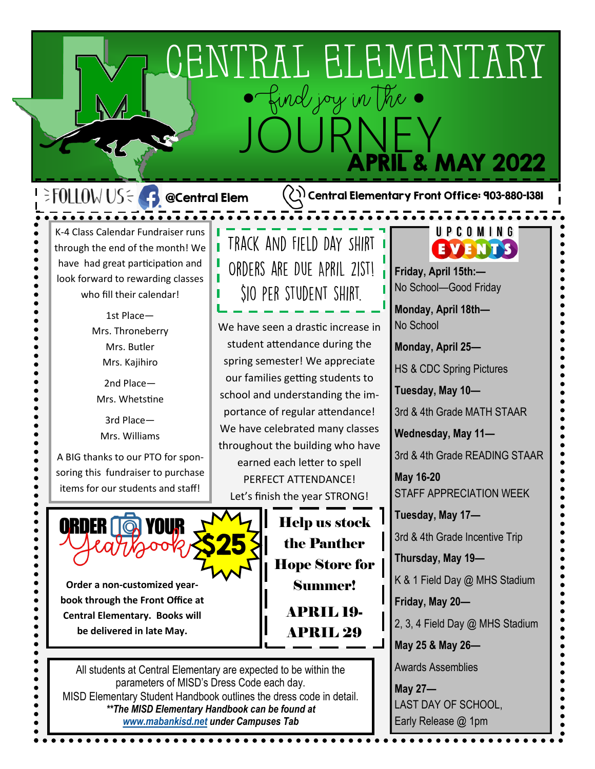# CENTRAL ELEMENTARY

## • find joy in the • JOURNEY

## APRIL & MAY 2022

FOLLOW US @Central Elem

Central Elementary Front Office: 903-880-1381

K-4 Class Calendar Fundraiser runs through the end of the month! We have had great participation and look forward to rewarding classes who fill their calendar!

1st Place—
Mrs. Throneberry
Mrs. Butler
Mrs. Kajihiro

2nd Place—
Mrs. Whetstine

3rd Place—
Mrs. Williams

A BIG thanks to our PTO for sponsoring this fundraiser to purchase items for our students and staff!

**TRACK AND FIELD DAY SHIRT ORDERS ARE DUE APRIL 21ST! $10 PER STUDENT SHIRT.**

We have seen a drastic increase in student attendance during the spring semester! We appreciate our families getting students to school and understanding the importance of regular attendance! We have celebrated many classes throughout the building who have earned each letter to spell PERFECT ATTENDANCE! Let's finish the year STRONG!

## ORDER YOUR Yearbook $25

**Order a non-customized yearbook through the Front Office at Central Elementary. Books will be delivered in late May.**

**Help us stock the Panther Hope Store for Summer!**

**APRIL 19- APRIL 29**

All students at Central Elementary are expected to be within the parameters of MISD's Dress Code each day.
MISD Elementary Student Handbook outlines the dress code in detail.
***The MISD Elementary Handbook can be found at [www.mabankisd.net](http://www.mabankisd.net) under Campuses Tab***

## UPCOMING EVENTS

**Friday, April 15th:—**
No School—Good Friday

**Monday, April 18th—**
No School

**Monday, April 25—**
HS & CDC Spring Pictures

**Tuesday, May 10—**
3rd & 4th Grade MATH STAAR

**Wednesday, May 11—**
3rd & 4th Grade READING STAAR

**May 16-20**
STAFF APPRECIATION WEEK

**Tuesday, May 17—**
3rd & 4th Grade Incentive Trip

**Thursday, May 19—**
K & 1 Field Day @ MHS Stadium

**Friday, May 20—**
2, 3, 4 Field Day @ MHS Stadium

**May 25 & May 26—**
Awards Assemblies

**May 27—**
LAST DAY OF SCHOOL,
Early Release @ 1pm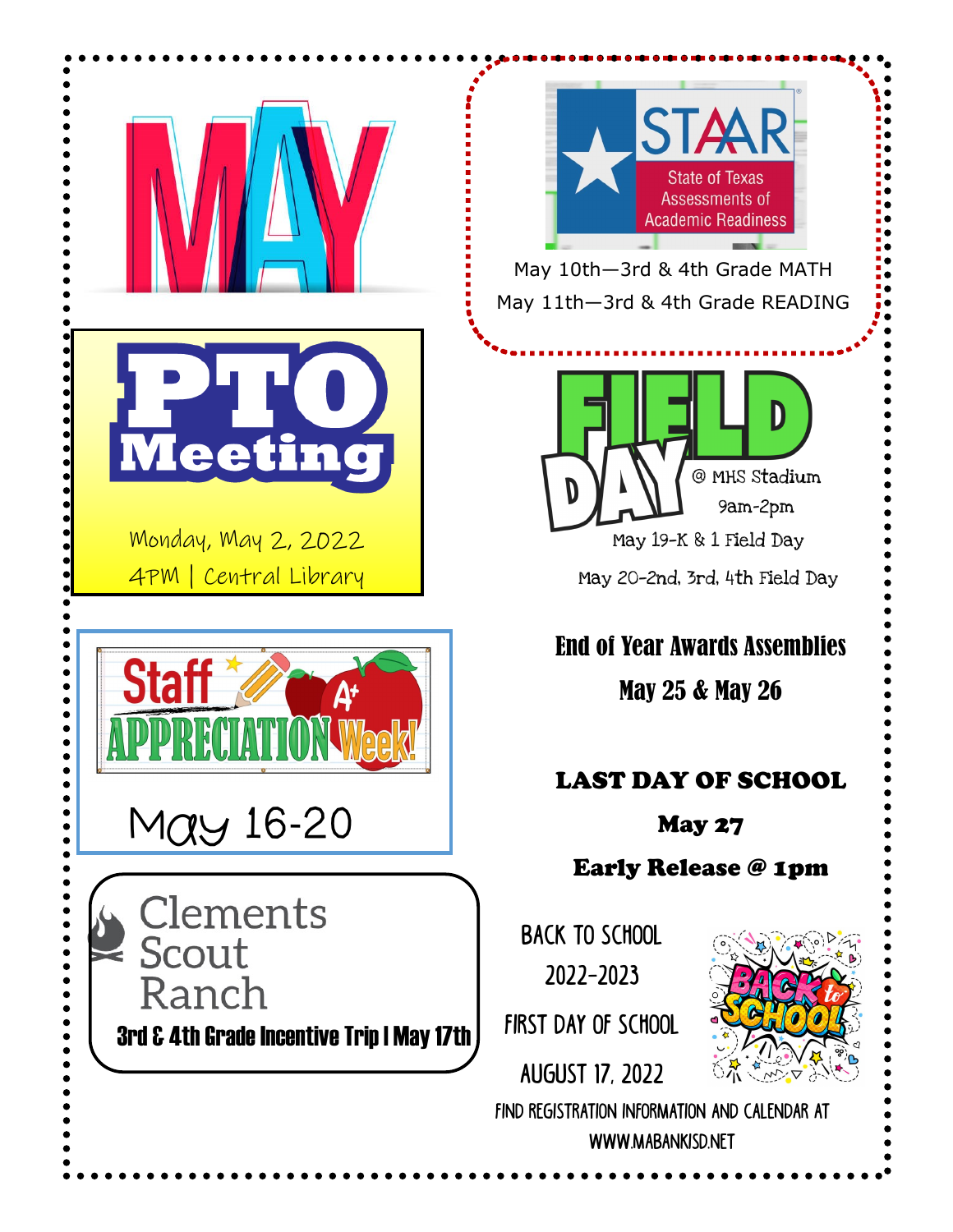# MAY

## STAAR

State of Texas Assessments of Academic Readiness

May 10th—3rd & 4th Grade MATH

May 11th—3rd & 4th Grade READING

## PTO Meeting

Monday, May 2, 2022

4PM | Central Library

## FIELD DAY

@ MHS Stadium

9am-2pm

May 19-K & 1 Field Day

May 20-2nd, 3rd, 4th Field Day

## Staff APPRECIATION Week!

May 16-20

## End of Year Awards Assemblies

May 25 & May 26

## Clements Scout Ranch

3rd & 4th Grade Incentive Trip | May 17th

## LAST DAY OF SCHOOL

**May 27**

**Early Release @ 1pm**

## BACK TO SCHOOL 2022-2023

FIRST DAY OF SCHOOL

AUGUST 17, 2022

BACK to SCHOOL

FIND REGISTRATION INFORMATION AND CALENDAR AT WWW.MABANKISD.NET